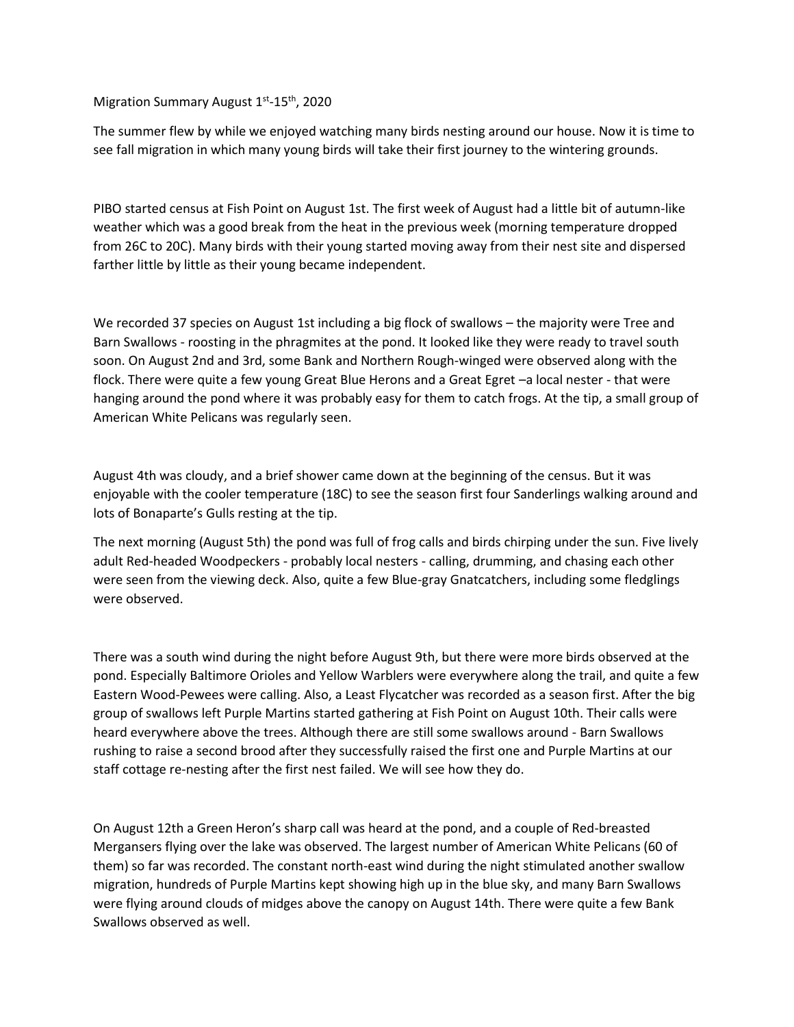Migration Summary August 1st-15th, 2020

The summer flew by while we enjoyed watching many birds nesting around our house. Now it is time to see fall migration in which many young birds will take their first journey to the wintering grounds.

PIBO started census at Fish Point on August 1st. The first week of August had a little bit of autumn-like weather which was a good break from the heat in the previous week (morning temperature dropped from 26C to 20C). Many birds with their young started moving away from their nest site and dispersed farther little by little as their young became independent.

We recorded 37 species on August 1st including a big flock of swallows – the majority were Tree and Barn Swallows - roosting in the phragmites at the pond. It looked like they were ready to travel south soon. On August 2nd and 3rd, some Bank and Northern Rough-winged were observed along with the flock. There were quite a few young Great Blue Herons and a Great Egret –a local nester - that were hanging around the pond where it was probably easy for them to catch frogs. At the tip, a small group of American White Pelicans was regularly seen.

August 4th was cloudy, and a brief shower came down at the beginning of the census. But it was enjoyable with the cooler temperature (18C) to see the season first four Sanderlings walking around and lots of Bonaparte's Gulls resting at the tip.

The next morning (August 5th) the pond was full of frog calls and birds chirping under the sun. Five lively adult Red-headed Woodpeckers - probably local nesters - calling, drumming, and chasing each other were seen from the viewing deck. Also, quite a few Blue-gray Gnatcatchers, including some fledglings were observed.

There was a south wind during the night before August 9th, but there were more birds observed at the pond. Especially Baltimore Orioles and Yellow Warblers were everywhere along the trail, and quite a few Eastern Wood-Pewees were calling. Also, a Least Flycatcher was recorded as a season first. After the big group of swallows left Purple Martins started gathering at Fish Point on August 10th. Their calls were heard everywhere above the trees. Although there are still some swallows around - Barn Swallows rushing to raise a second brood after they successfully raised the first one and Purple Martins at our staff cottage re-nesting after the first nest failed. We will see how they do.

On August 12th a Green Heron's sharp call was heard at the pond, and a couple of Red-breasted Mergansers flying over the lake was observed. The largest number of American White Pelicans (60 of them) so far was recorded. The constant north-east wind during the night stimulated another swallow migration, hundreds of Purple Martins kept showing high up in the blue sky, and many Barn Swallows were flying around clouds of midges above the canopy on August 14th. There were quite a few Bank Swallows observed as well.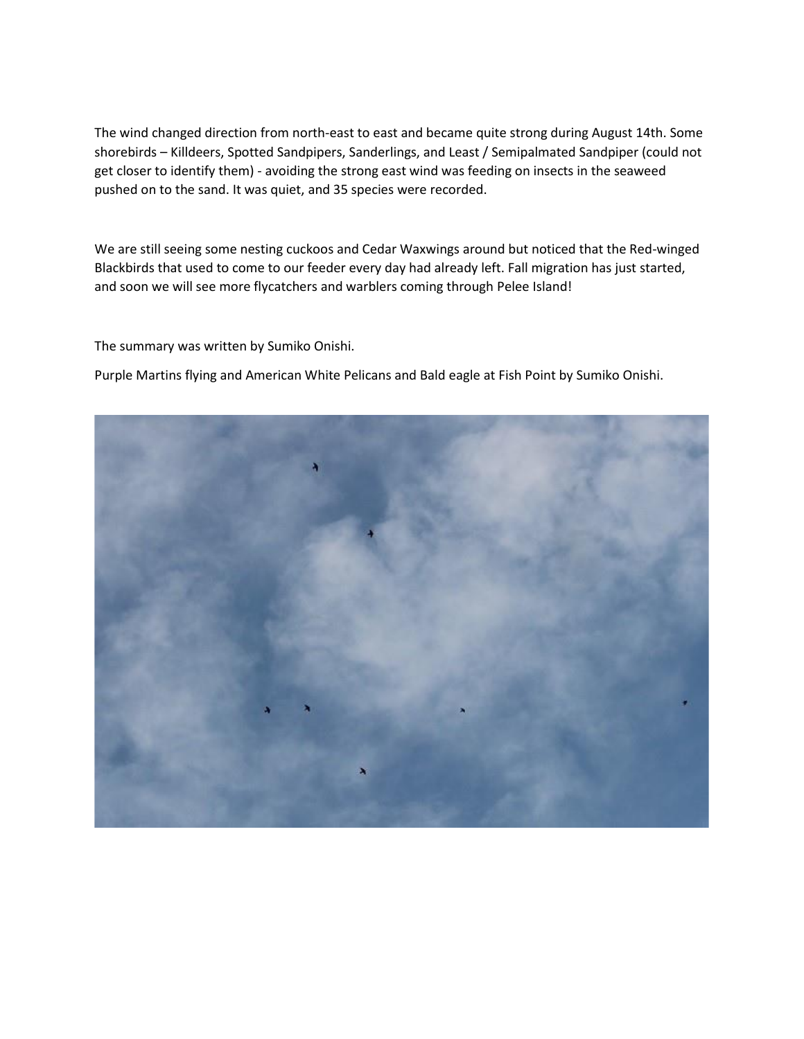The wind changed direction from north-east to east and became quite strong during August 14th. Some shorebirds – Killdeers, Spotted Sandpipers, Sanderlings, and Least / Semipalmated Sandpiper (could not get closer to identify them) - avoiding the strong east wind was feeding on insects in the seaweed pushed on to the sand. It was quiet, and 35 species were recorded.

We are still seeing some nesting cuckoos and Cedar Waxwings around but noticed that the Red-winged Blackbirds that used to come to our feeder every day had already left. Fall migration has just started, and soon we will see more flycatchers and warblers coming through Pelee Island!

The summary was written by Sumiko Onishi.

Purple Martins flying and American White Pelicans and Bald eagle at Fish Point by Sumiko Onishi.